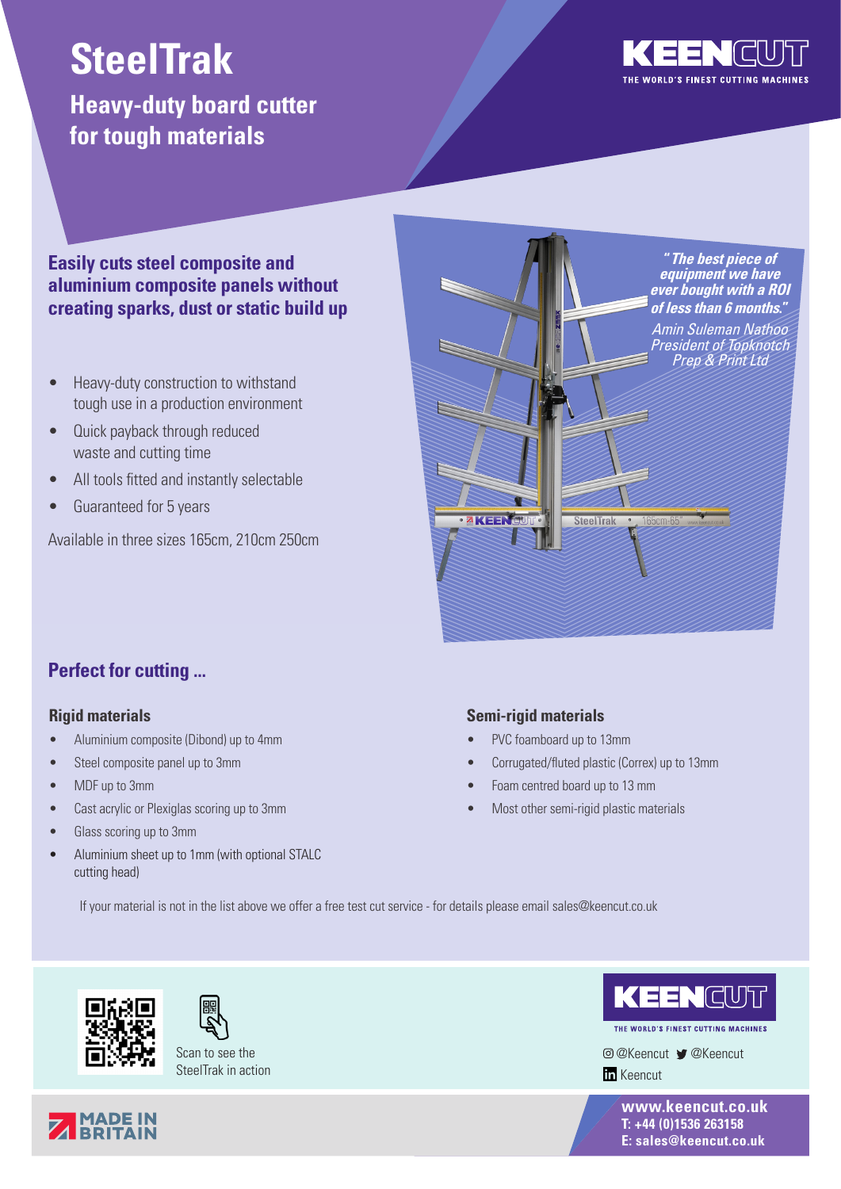# SteelTrak

## Heavy-duty board cutter for tough materials

KEENCUT
THE WORLD'S FINEST CUTTING MACHINES

### Easily cuts steel composite and aluminium composite panels without creating sparks, dust or static build up

- Heavy-duty construction to withstand tough use in a production environment
- Quick payback through reduced waste and cutting time
- All tools fitted and instantly selectable
- Guaranteed for 5 years

Available in three sizes 165cm, 210cm 250cm

***"The best piece of equipment we have ever bought with a ROI of less than 6 months."***

*Amin Suleman Nathoo*
*President of Topknotch Prep & Print Ltd*

## Perfect for cutting ...

### Rigid materials

- Aluminium composite (Dibond) up to 4mm
- Steel composite panel up to 3mm
- MDF up to 3mm
- Cast acrylic or Plexiglas scoring up to 3mm
- Glass scoring up to 3mm
- Aluminium sheet up to 1mm (with optional STALC cutting head)

### Semi-rigid materials

- PVC foamboard up to 13mm
- Corrugated/fluted plastic (Correx) up to 13mm
- Foam centred board up to 13 mm
- Most other semi-rigid plastic materials

If your material is not in the list above we offer a free test cut service - for details please email sales@keencut.co.uk

Scan to see the SteelTrak in action

KEENCUT
THE WORLD'S FINEST CUTTING MACHINES

@Keencut @Keencut
Keencut

MADE IN BRITAIN

**www.keencut.co.uk**
**T: +44 (0)1536 263158**
**E: sales@keencut.co.uk**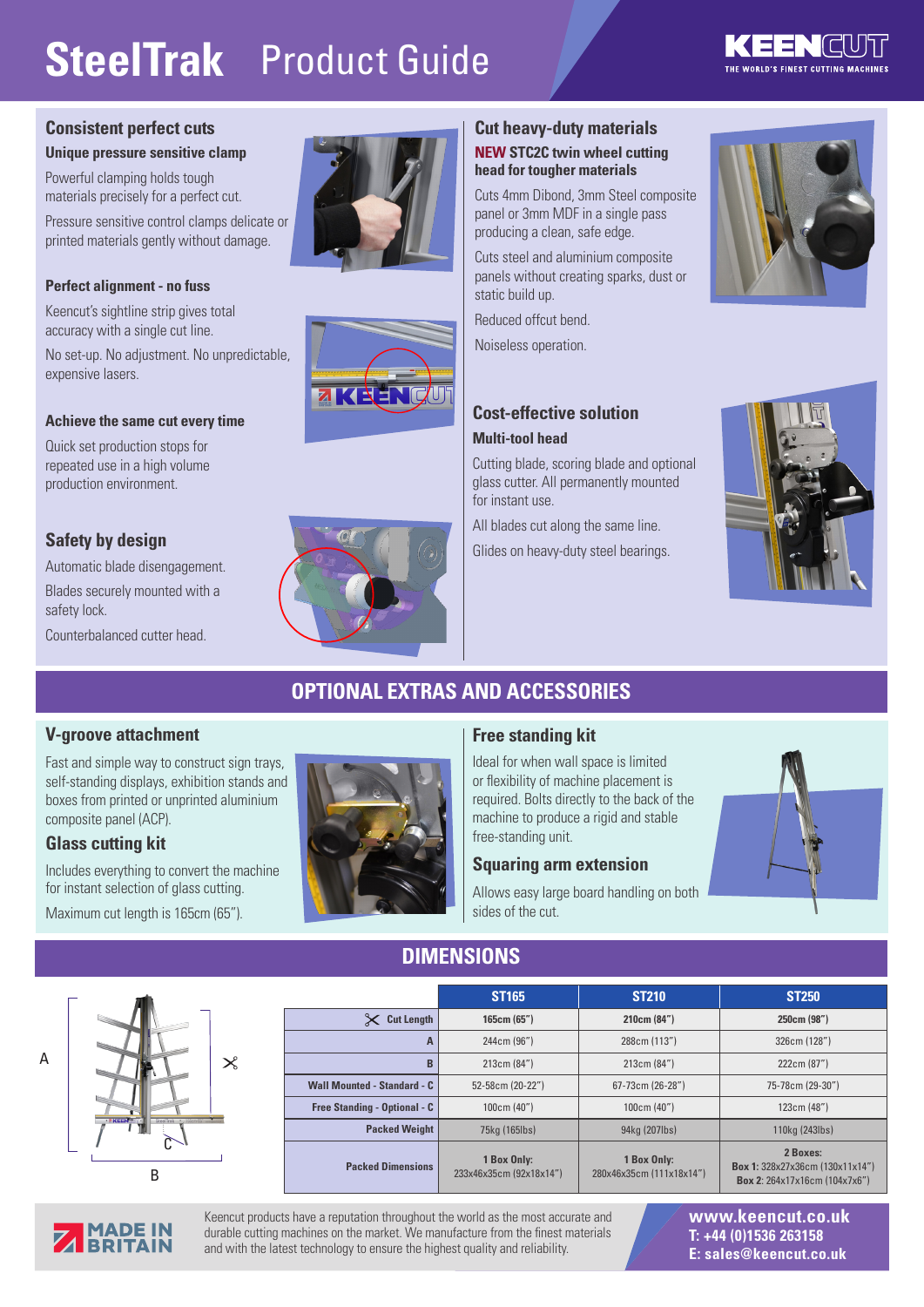# SteelTrak Product Guide

KEENCUT
THE WORLD'S FINEST CUTTING MACHINES

## Consistent perfect cuts

### Unique pressure sensitive clamp

Powerful clamping holds tough materials precisely for a perfect cut.

Pressure sensitive control clamps delicate or printed materials gently without damage.

### Perfect alignment - no fuss

Keencut's sightline strip gives total accuracy with a single cut line.

No set-up. No adjustment. No unpredictable, expensive lasers.

### Achieve the same cut every time

Quick set production stops for repeated use in a high volume production environment.

## Safety by design

Automatic blade disengagement.

Blades securely mounted with a safety lock.

Counterbalanced cutter head.

## Cut heavy-duty materials

### NEW STC2C twin wheel cutting head for tougher materials

Cuts 4mm Dibond, 3mm Steel composite panel or 3mm MDF in a single pass producing a clean, safe edge.

Cuts steel and aluminium composite panels without creating sparks, dust or static build up.

Reduced offcut bend.

Noiseless operation.

## Cost-effective solution

### Multi-tool head

Cutting blade, scoring blade and optional glass cutter. All permanently mounted for instant use.

All blades cut along the same line.

Glides on heavy-duty steel bearings.

## OPTIONAL EXTRAS AND ACCESSORIES

### V-groove attachment

Fast and simple way to construct sign trays, self-standing displays, exhibition stands and boxes from printed or unprinted aluminium composite panel (ACP).

### Glass cutting kit

Includes everything to convert the machine for instant selection of glass cutting.

Maximum cut length is 165cm (65").

### Free standing kit

Ideal for when wall space is limited or flexibility of machine placement is required. Bolts directly to the back of the machine to produce a rigid and stable free-standing unit.

### Squaring arm extension

Allows easy large board handling on both sides of the cut.

## DIMENSIONS

A

B

C

| | ST165 | ST210 | ST250 |
|---|---|---|---|
| Cut Length | 165cm (65") | 210cm (84") | 250cm (98") |
| A | 244cm (96") | 288cm (113") | 326cm (128") |
| B | 213cm (84") | 213cm (84") | 222cm (87") |
| Wall Mounted - Standard - C | 52-58cm (20-22") | 67-73cm (26-28") | 75-78cm (29-30") |
| Free Standing - Optional - C | 100cm (40") | 100cm (40") | 123cm (48") |
| Packed Weight | 75kg (165lbs) | 94kg (207lbs) | 110kg (243lbs) |
| Packed Dimensions | **1 Box Only:** 233x46x35cm (92x18x14") | **1 Box Only:** 280x46x35cm (111x18x14") | **2 Boxes:** **Box 1:** 328x27x36cm (130x11x14") **Box 2:** 264x17x16cm (104x7x6") |

MADE IN BRITAIN

Keencut products have a reputation throughout the world as the most accurate and durable cutting machines on the market. We manufacture from the finest materials and with the latest technology to ensure the highest quality and reliability.

**www.keencut.co.uk**
**T: +44 (0)1536 263158**
**E: sales@keencut.co.uk**